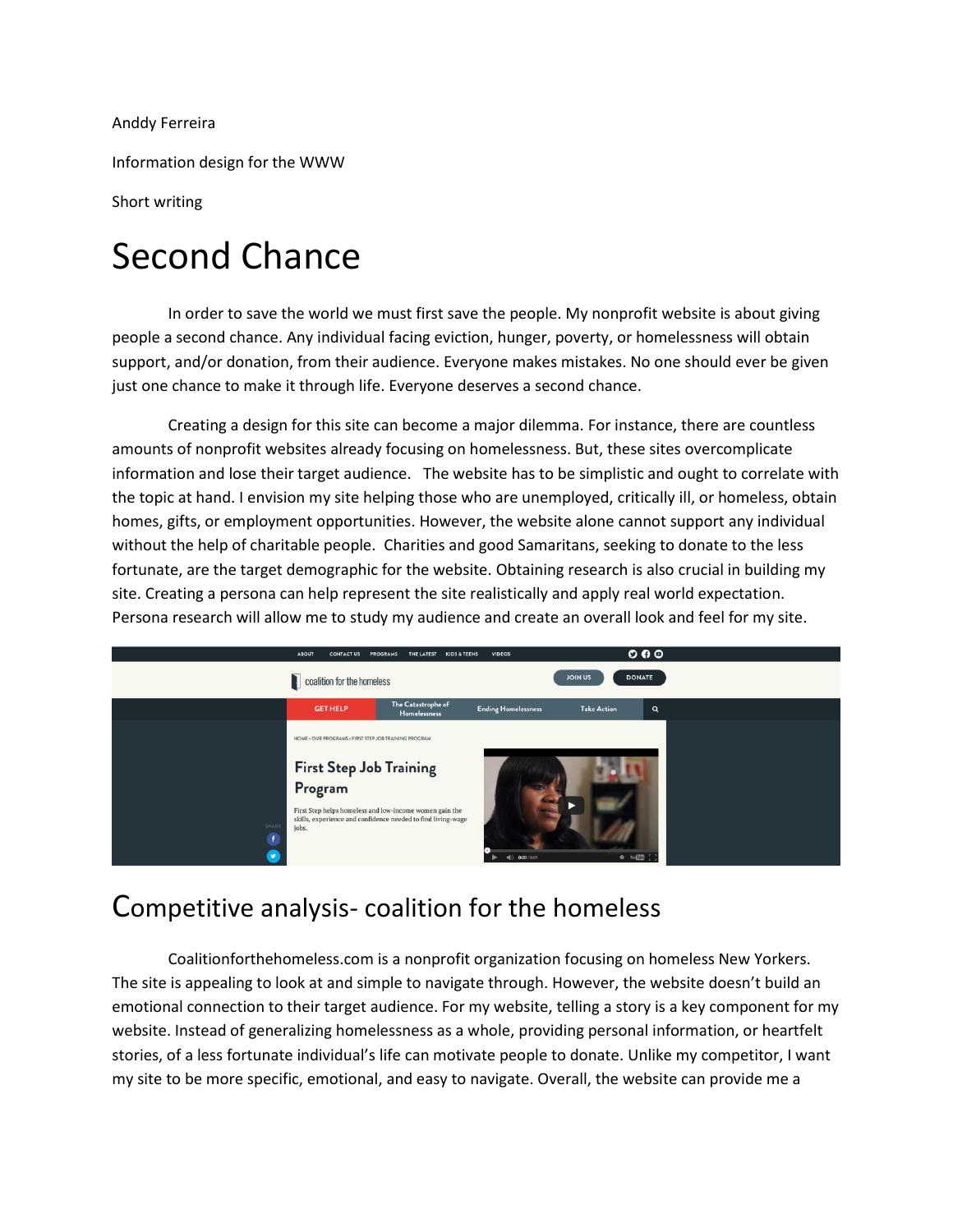Anddy Ferreira

Information design for the WWW

Short writing

# Second Chance

In order to save the world we must first save the people. My nonprofit website is about giving people a second chance. Any individual facing eviction, hunger, poverty, or homelessness will obtain support, and/or donation, from their audience. Everyone makes mistakes. No one should ever be given just one chance to make it through life. Everyone deserves a second chance.

Creating a design for this site can become a major dilemma. For instance, there are countless amounts of nonprofit websites already focusing on homelessness. But, these sites overcomplicate information and lose their target audience. The website has to be simplistic and ought to correlate with the topic at hand. I envision my site helping those who are unemployed, critically ill, or homeless, obtain homes, gifts, or employment opportunities. However, the website alone cannot support any individual without the help of charitable people. Charities and good Samaritans, seeking to donate to the less fortunate, are the target demographic for the website. Obtaining research is also crucial in building my site. Creating a persona can help represent the site realistically and apply real world expectation. Persona research will allow me to study my audience and create an overall look and feel for my site.

## Competitive analysis- coalition for the homeless

Coalitionforthehomeless.com is a nonprofit organization focusing on homeless New Yorkers. The site is appealing to look at and simple to navigate through. However, the website doesn't build an emotional connection to their target audience. For my website, telling a story is a key component for my website. Instead of generalizing homelessness as a whole, providing personal information, or heartfelt stories, of a less fortunate individual's life can motivate people to donate. Unlike my competitor, I want my site to be more specific, emotional, and easy to navigate. Overall, the website can provide me a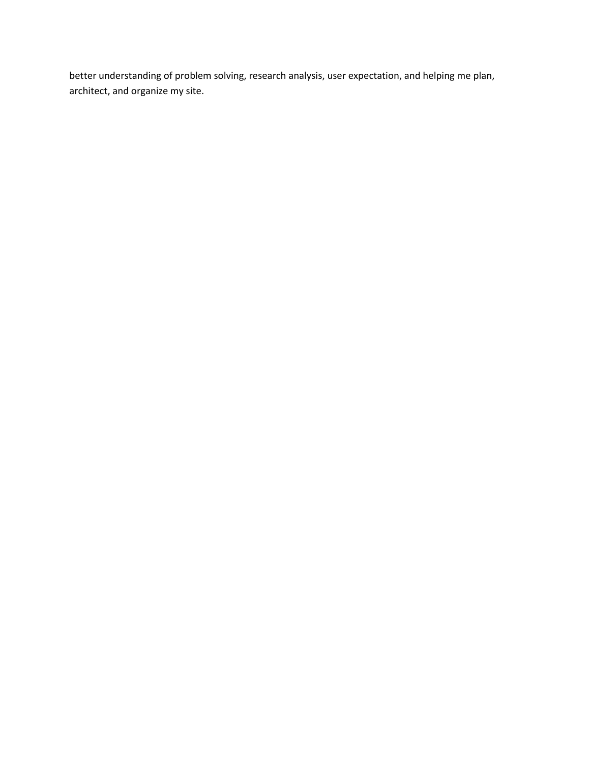better understanding of problem solving, research analysis, user expectation, and helping me plan, architect, and organize my site.